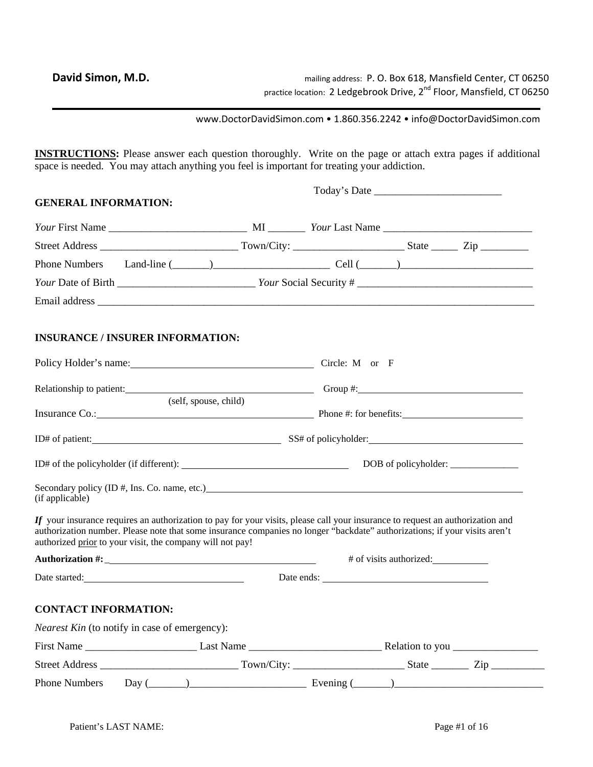**David Simon, M.D.**

mailing address: P. O. Box 618, Mansfield Center, CT 06250
practice location: 2 Ledgebrook Drive, 2nd Floor, Mansfield, CT 06250

www.DoctorDavidSimon.com • 1.860.356.2242 • info@DoctorDavidSimon.com

**INSTRUCTIONS:** Please answer each question thoroughly. Write on the page or attach extra pages if additional space is needed. You may attach anything you feel is important for treating your addiction.

Today's Date ________________________

**GENERAL INFORMATION:**

*Your* First Name __________________________ MI _______ *Your* Last Name ____________________________

Street Address __________________________ Town/City: _____________________ State _____ Zip _________

Phone Numbers Land-line (_______)______________________ Cell (_______)_________________________

*Your* Date of Birth _________________________ *Your* Social Security # _________________________________

Email address ______________________________________________________________________________

**INSURANCE / INSURER INFORMATION:**

Policy Holder's name: ____________________________________ Circle: M or F

Relationship to patient: ____________________________________ Group #: ________________________________
(self, spouse, child)

Insurance Co.: ____________________________________________ Phone #: for benefits: ________________________

ID# of patient: ______________________________________ SS# of policyholder: ______________________________

ID# of the policyholder (if different): _________________________________ DOB of policyholder: ______________

Secondary policy (ID #, Ins. Co. name, etc.) ____________________________________________________________
(if applicable)

***If*** your insurance requires an authorization to pay for your visits, please call your insurance to request an authorization and authorization number. Please note that some insurance companies no longer "backdate" authorizations; if your visits aren't authorized prior to your visit, the company will not pay!

**Authorization #:** ______________________________________ # of visits authorized: ___________

Date started: ______________________________ Date ends: _________________________________

**CONTACT INFORMATION:**

*Nearest Kin* (to notify in case of emergency):

First Name _____________________ Last Name _________________________ Relation to you ________________

Street Address __________________________ Town/City: _____________________ State _______ Zip __________

Phone Numbers Day (_______)______________________ Evening (_______)_____________________________

Patient's LAST NAME: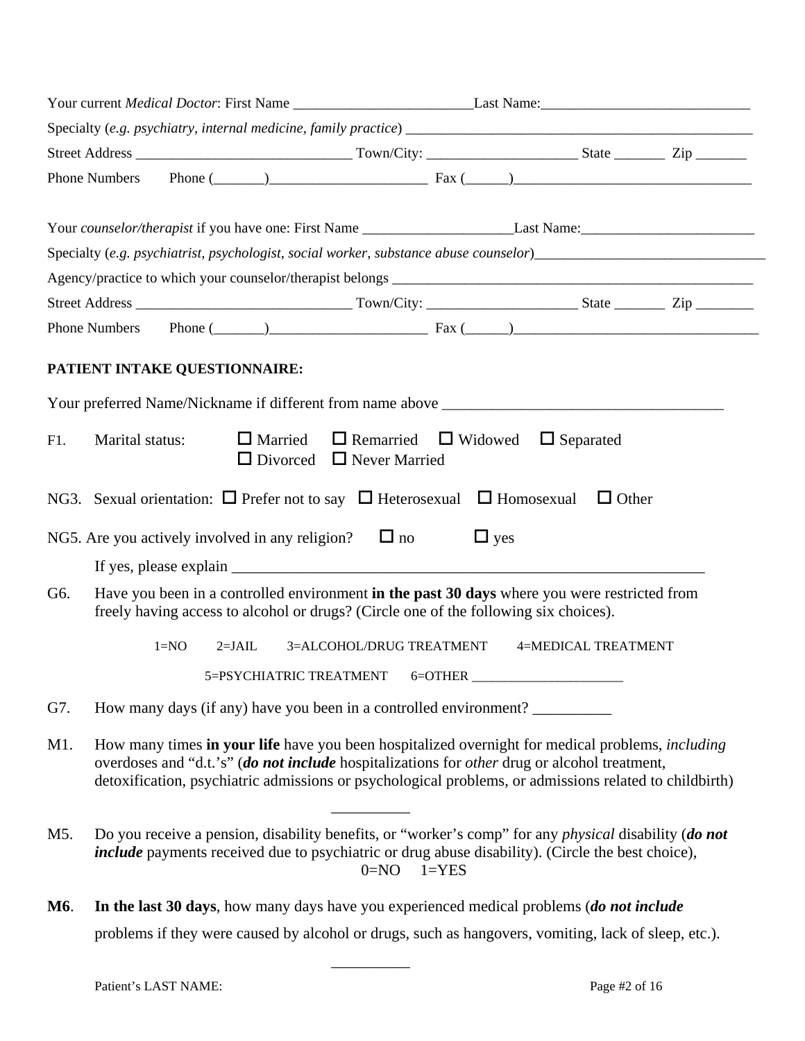Your current *Medical Doctor*: First Name _________________________Last Name:_____________________________

Specialty (*e.g. psychiatry, internal medicine, family practice*) _________________________________________________

Street Address ______________________________ Town/City: _____________________ State _______ Zip _______

Phone Numbers  Phone (_______)______________________ Fax (______)_________________________________

Your *counselor/therapist* if you have one: First Name _____________________Last Name:________________________

Specialty (*e.g. psychiatrist, psychologist, social worker, substance abuse counselor*)________________________________

Agency/practice to which your counselor/therapist belongs _____________________________________________________

Street Address ______________________________ Town/City: _____________________ State _______ Zip ________

Phone Numbers  Phone (_______)______________________ Fax (______)__________________________________

**PATIENT INTAKE QUESTIONNAIRE:**

Your preferred Name/Nickname if different from name above _____________________________________

F1. Marital status: ☐ Married ☐ Remarried ☐ Widowed ☐ Separated ☐ Divorced ☐ Never Married

NG3. Sexual orientation: ☐ Prefer not to say ☐ Heterosexual ☐ Homosexual ☐ Other

NG5. Are you actively involved in any religion? ☐ no ☐ yes

If yes, please explain ______________________________________________________________

G6. Have you been in a controlled environment **in the past 30 days** where you were restricted from freely having access to alcohol or drugs? (Circle one of the following six choices).

1=NO  2=JAIL  3=ALCOHOL/DRUG TREATMENT  4=MEDICAL TREATMENT

5=PSYCHIATRIC TREATMENT  6=OTHER ______________________

G7. How many days (if any) have you been in a controlled environment? __________

M1. How many times **in your life** have you been hospitalized overnight for medical problems, *including* overdoses and "d.t.'s" (***do not include*** hospitalizations for *other* drug or alcohol treatment, detoxification, psychiatric admissions or psychological problems, or admissions related to childbirth)

__________

M5. Do you receive a pension, disability benefits, or "worker's comp" for any *physical* disability (***do not include*** payments received due to psychiatric or drug abuse disability). (Circle the best choice),

0=NO  1=YES

**M6**. **In the last 30 days**, how many days have you experienced medical problems (***do not include*** problems if they were caused by alcohol or drugs, such as hangovers, vomiting, lack of sleep, etc.).

__________

Patient's LAST NAME: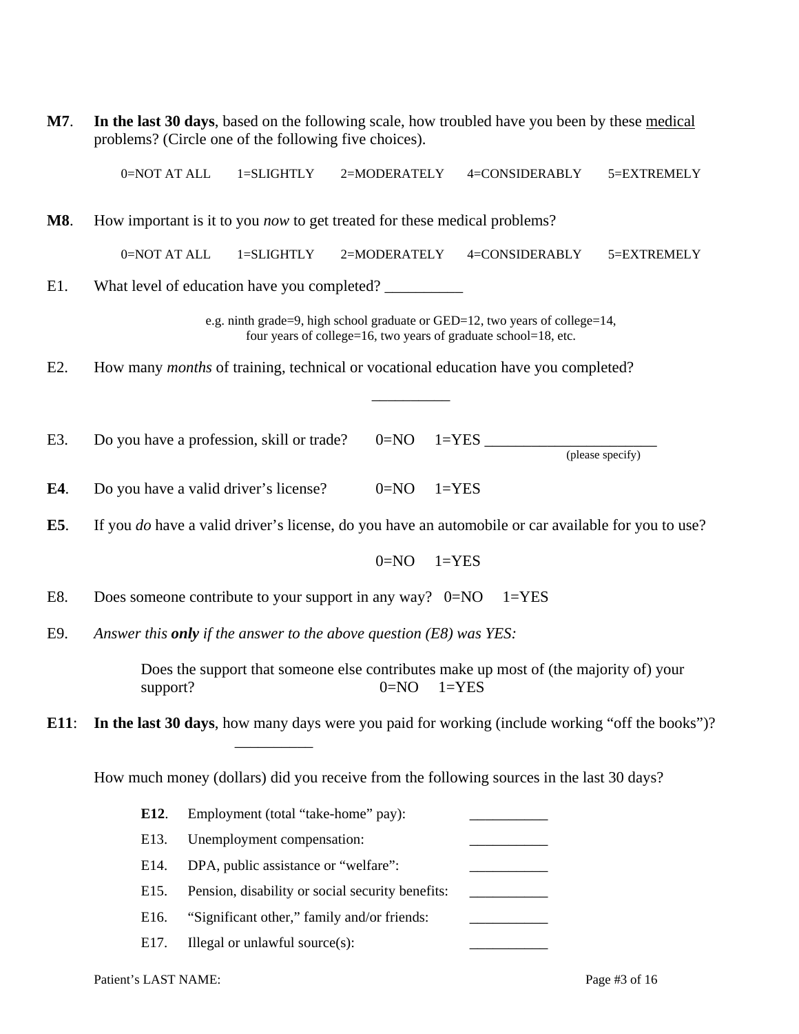**M7**. **In the last 30 days**, based on the following scale, how troubled have you been by these medical problems? (Circle one of the following five choices).

0=NOT AT ALL     1=SLIGHTLY     2=MODERATELY     4=CONSIDERABLY     5=EXTREMELY

**M8**. How important is it to you *now* to get treated for these medical problems?

0=NOT AT ALL     1=SLIGHTLY     2=MODERATELY     4=CONSIDERABLY     5=EXTREMELY

E1. What level of education have you completed? __________

e.g. ninth grade=9, high school graduate or GED=12, two years of college=14, four years of college=16, two years of graduate school=18, etc.

E2. How many *months* of training, technical or vocational education have you completed?

__________

E3. Do you have a profession, skill or trade?     0=NO     1=YES ______________________ (please specify)

**E4**. Do you have a valid driver's license?     0=NO     1=YES

**E5**. If you *do* have a valid driver's license, do you have an automobile or car available for you to use?

0=NO     1=YES

E8. Does someone contribute to your support in any way?     0=NO     1=YES

E9. *Answer this **only** if the answer to the above question (E8) was YES:*

Does the support that someone else contributes make up most of (the majority of) your support?     0=NO     1=YES

**E11**: **In the last 30 days**, how many days were you paid for working (include working "off the books")?

__________

How much money (dollars) did you receive from the following sources in the last 30 days?

**E12**. Employment (total "take-home" pay): ___________

E13. Unemployment compensation: ___________

E14. DPA, public assistance or "welfare": ___________

E15. Pension, disability or social security benefits: ___________

E16. "Significant other," family and/or friends: ___________

E17. Illegal or unlawful source(s): ___________

Patient's LAST NAME: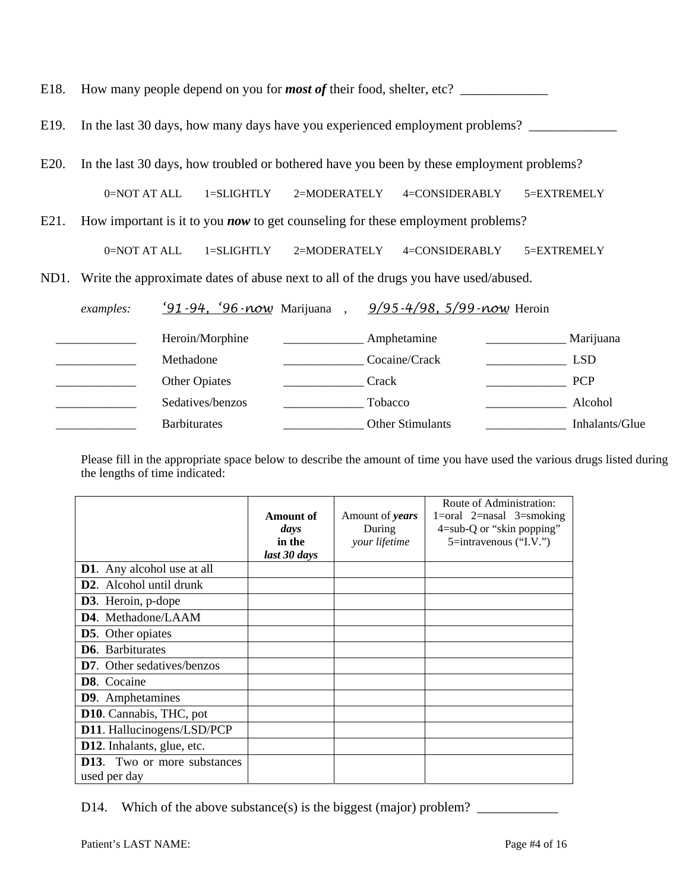E18. How many people depend on you for ***most of*** their food, shelter, etc? _____________

E19. In the last 30 days, how many days have you experienced employment problems? _____________

E20. In the last 30 days, how troubled or bothered have you been by these employment problems?

0=NOT AT ALL 1=SLIGHTLY 2=MODERATELY 4=CONSIDERABLY 5=EXTREMELY

E21. How important is it to you ***now*** to get counseling for these employment problems?

0=NOT AT ALL 1=SLIGHTLY 2=MODERATELY 4=CONSIDERABLY 5=EXTREMELY

ND1. Write the approximate dates of abuse next to all of the drugs you have used/abused.

*examples:* *'91-94, '96-now* Marijuana , *9/95-4/98, 5/99-now* Heroin

_____________ Heroin/Morphine _____________ Amphetamine _____________ Marijuana
_____________ Methadone _____________ Cocaine/Crack _____________ LSD
_____________ Other Opiates _____________ Crack _____________ PCP
_____________ Sedatives/benzos _____________ Tobacco _____________ Alcohol
_____________ Barbiturates _____________ Other Stimulants _____________ Inhalants/Glue

Please fill in the appropriate space below to describe the amount of time you have used the various drugs listed during the lengths of time indicated:

| | **Amount of *days* in the *last 30 days*** | Amount of ***years*** During *your lifetime* | Route of Administration: 1=oral 2=nasal 3=smoking 4=sub-Q or "skin popping" 5=intravenous ("I.V.") |
|---|---|---|---|
| **D1**. Any alcohol use at all | | | |
| **D2**. Alcohol until drunk | | | |
| **D3**. Heroin, p-dope | | | |
| **D4**. Methadone/LAAM | | | |
| **D5**. Other opiates | | | |
| **D6**. Barbiturates | | | |
| **D7**. Other sedatives/benzos | | | |
| **D8**. Cocaine | | | |
| **D9**. Amphetamines | | | |
| **D10**. Cannabis, THC, pot | | | |
| **D11**. Hallucinogens/LSD/PCP | | | |
| **D12**. Inhalants, glue, etc. | | | |
| **D13**. Two or more substances used per day | | | |

D14. Which of the above substance(s) is the biggest (major) problem? ____________

Patient's LAST NAME: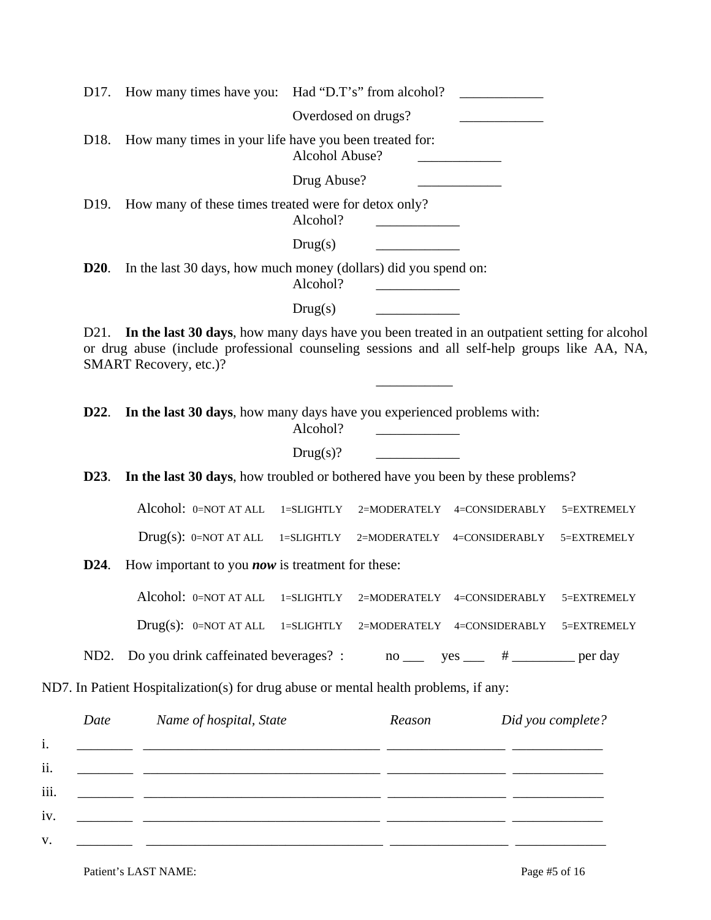D17. How many times have you: Had "D.T's" from alcohol? ____________

Overdosed on drugs? ____________

D18. How many times in your life have you been treated for:

Alcohol Abuse? ____________

Drug Abuse? ____________

D19. How many of these times treated were for detox only?

Alcohol? ____________

Drug(s) ____________

**D20**. In the last 30 days, how much money (dollars) did you spend on:

Alcohol? ____________

Drug(s) ____________

D21. **In the last 30 days**, how many days have you been treated in an outpatient setting for alcohol or drug abuse (include professional counseling sessions and all self-help groups like AA, NA, SMART Recovery, etc.)?

___________

**D22**. **In the last 30 days**, how many days have you experienced problems with:

Alcohol? ____________

Drug(s)? ____________

**D23**. **In the last 30 days**, how troubled or bothered have you been by these problems?

Alcohol: 0=NOT AT ALL 1=SLIGHTLY 2=MODERATELY 4=CONSIDERABLY 5=EXTREMELY

Drug(s): 0=NOT AT ALL 1=SLIGHTLY 2=MODERATELY 4=CONSIDERABLY 5=EXTREMELY

**D24**. How important to you ***now*** is treatment for these:

Alcohol: 0=NOT AT ALL 1=SLIGHTLY 2=MODERATELY 4=CONSIDERABLY 5=EXTREMELY

Drug(s): 0=NOT AT ALL 1=SLIGHTLY 2=MODERATELY 4=CONSIDERABLY 5=EXTREMELY

ND2. Do you drink caffeinated beverages? : no ___ yes ___ # _________ per day

ND7. In Patient Hospitalization(s) for drug abuse or mental health problems, if any:

| | *Date* | *Name of hospital, State* | *Reason* | *Did you complete?* |
|---|---|---|---|---|
| i. | ________ | __________________________________ | _________________ | _____________ |
| ii. | ________ | __________________________________ | _________________ | _____________ |
| iii. | ________ | __________________________________ | _________________ | _____________ |
| iv. | ________ | __________________________________ | _________________ | _____________ |
| v. | ________ | __________________________________ | _________________ | _____________ |

Patient's LAST NAME: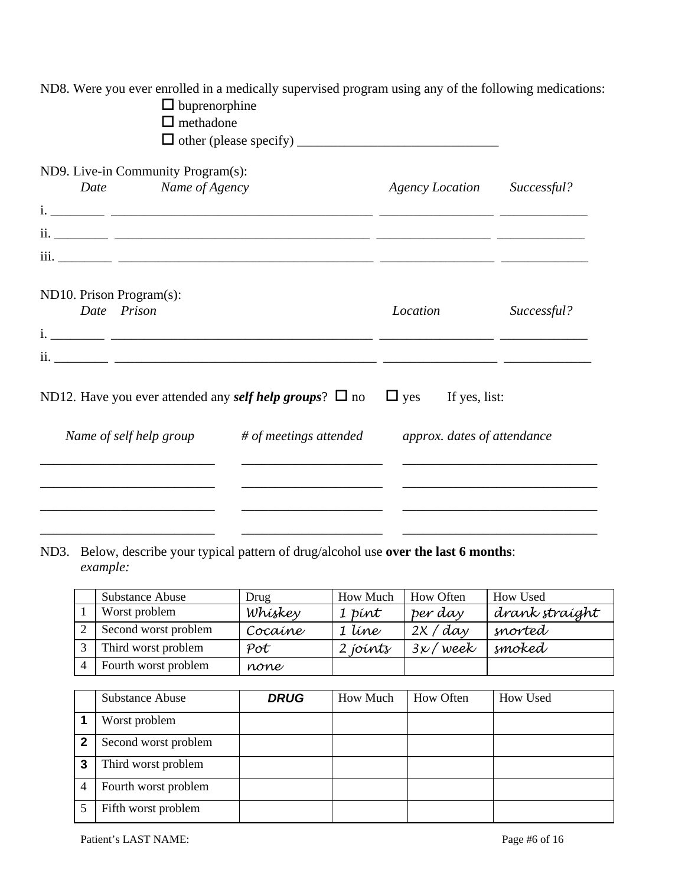ND8. Were you ever enrolled in a medically supervised program using any of the following medications:

- ☐ buprenorphine
- ☐ methadone
- ☐ other (please specify) ______________________________

ND9. Live-in Community Program(s):

| | *Date* | *Name of Agency* | *Agency Location* | *Successful?* |
|---|---|---|---|---|
| i. | ________ | ________________________________________ | _________________ | _____________ |
| ii. | ________ | ________________________________________ | _________________ | _____________ |
| iii. | ________ | ________________________________________ | _________________ | _____________ |

ND10. Prison Program(s):

| | *Date* | *Prison* | *Location* | *Successful?* |
|---|---|---|---|---|
| i. | ________ | ________________________________________ | _________________ | _____________ |
| ii. | ________ | ________________________________________ | _________________ | _____________ |

ND12. Have you ever attended any ***self help groups***? ☐ no ☐ yes If yes, list:

| *Name of self help group* | *# of meetings attended* | *approx. dates of attendance* |
|---|---|---|
| __________________________ | _____________________ | _____________________________ |
| __________________________ | _____________________ | _____________________________ |
| __________________________ | _____________________ | _____________________________ |
| __________________________ | _____________________ | _____________________________ |

ND3. Below, describe your typical pattern of drug/alcohol use **over the last 6 months**:
*example:*

| | Substance Abuse | Drug | How Much | How Often | How Used |
|---|---|---|---|---|---|
| 1 | Worst problem | Whiskey | 1 pint | per day | drank straight |
| 2 | Second worst problem | Cocaine | 1 line | 2X / day | snorted |
| 3 | Third worst problem | Pot | 2 joints | 3x / week | smoked |
| 4 | Fourth worst problem | none | | | |

| | Substance Abuse | **DRUG** | How Much | How Often | How Used |
|---|---|---|---|---|---|
| **1** | Worst problem | | | | |
| **2** | Second worst problem | | | | |
| **3** | Third worst problem | | | | |
| 4 | Fourth worst problem | | | | |
| 5 | Fifth worst problem | | | | |

Patient's LAST NAME: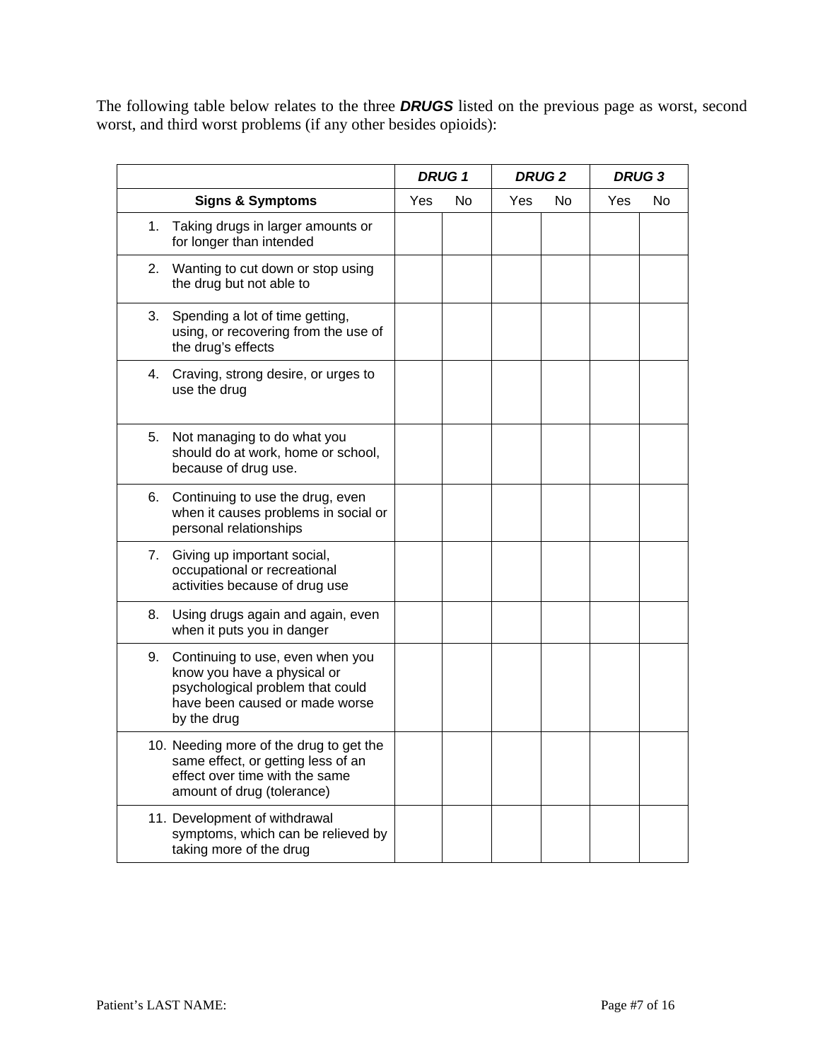The following table below relates to the three ***DRUGS*** listed on the previous page as worst, second worst, and third worst problems (if any other besides opioids):

| | ***DRUG 1*** | | ***DRUG 2*** | | ***DRUG 3*** | |
|---|---|---|---|---|---|---|
| **Signs & Symptoms** | Yes | No | Yes | No | Yes | No |
| 1. Taking drugs in larger amounts or for longer than intended | | | | | | |
| 2. Wanting to cut down or stop using the drug but not able to | | | | | | |
| 3. Spending a lot of time getting, using, or recovering from the use of the drug's effects | | | | | | |
| 4. Craving, strong desire, or urges to use the drug | | | | | | |
| 5. Not managing to do what you should do at work, home or school, because of drug use. | | | | | | |
| 6. Continuing to use the drug, even when it causes problems in social or personal relationships | | | | | | |
| 7. Giving up important social, occupational or recreational activities because of drug use | | | | | | |
| 8. Using drugs again and again, even when it puts you in danger | | | | | | |
| 9. Continuing to use, even when you know you have a physical or psychological problem that could have been caused or made worse by the drug | | | | | | |
| 10. Needing more of the drug to get the same effect, or getting less of an effect over time with the same amount of drug (tolerance) | | | | | | |
| 11. Development of withdrawal symptoms, which can be relieved by taking more of the drug | | | | | | |

Patient's LAST NAME: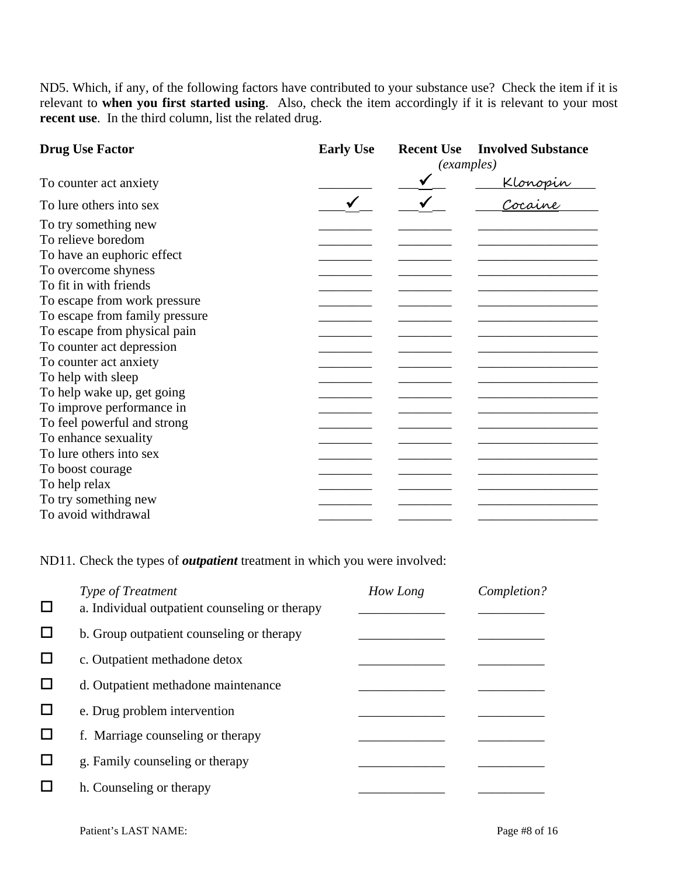ND5. Which, if any, of the following factors have contributed to your substance use? Check the item if it is relevant to **when you first started using**. Also, check the item accordingly if it is relevant to your most **recent use**. In the third column, list the related drug.

| **Drug Use Factor** | **Early Use** | **Recent Use** | **Involved Substance** |
|---|---|---|---|
| *(examples)* | | | |
| To counter act anxiety | | ✓ | Klonopin |
| To lure others into sex | ✓ | ✓ | Cocaine |
| To try something new | | | |
| To relieve boredom | | | |
| To have an euphoric effect | | | |
| To overcome shyness | | | |
| To fit in with friends | | | |
| To escape from work pressure | | | |
| To escape from family pressure | | | |
| To escape from physical pain | | | |
| To counter act depression | | | |
| To counter act anxiety | | | |
| To help with sleep | | | |
| To help wake up, get going | | | |
| To improve performance in | | | |
| To feel powerful and strong | | | |
| To enhance sexuality | | | |
| To lure others into sex | | | |
| To boost courage | | | |
| To help relax | | | |
| To try something new | | | |
| To avoid withdrawal | | | |

ND11. Check the types of ***outpatient*** treatment in which you were involved:

| | *Type of Treatment* | *How Long* | *Completion?* |
|---|---|---|---|
| ☐ | a. Individual outpatient counseling or therapy | | |
| ☐ | b. Group outpatient counseling or therapy | | |
| ☐ | c. Outpatient methadone detox | | |
| ☐ | d. Outpatient methadone maintenance | | |
| ☐ | e. Drug problem intervention | | |
| ☐ | f. Marriage counseling or therapy | | |
| ☐ | g. Family counseling or therapy | | |
| ☐ | h. Counseling or therapy | | |

Patient's LAST NAME: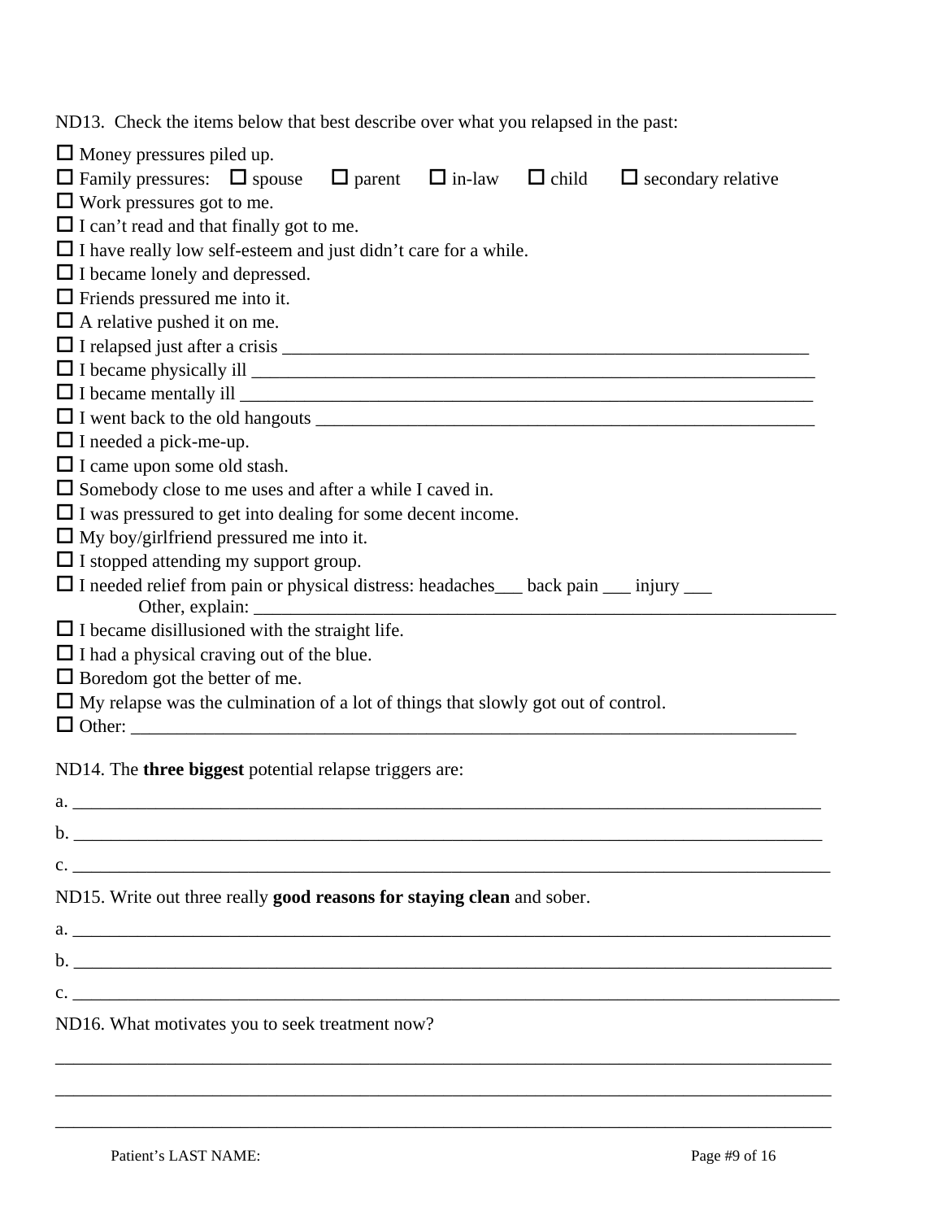ND13. Check the items below that best describe over what you relapsed in the past:

- ☐ Money pressures piled up.
- ☐ Family pressures: ☐ spouse ☐ parent ☐ in-law ☐ child ☐ secondary relative
- ☐ Work pressures got to me.
- ☐ I can't read and that finally got to me.
- ☐ I have really low self-esteem and just didn't care for a while.
- ☐ I became lonely and depressed.
- ☐ Friends pressured me into it.
- ☐ A relative pushed it on me.
- ☐ I relapsed just after a crisis ____________________________________________________________
- ☐ I became physically ill _________________________________________________________________
- ☐ I became mentally ill __________________________________________________________________
- ☐ I went back to the old hangouts __________________________________________________________
- ☐ I needed a pick-me-up.
- ☐ I came upon some old stash.
- ☐ Somebody close to me uses and after a while I caved in.
- ☐ I was pressured to get into dealing for some decent income.
- ☐ My boy/girlfriend pressured me into it.
- ☐ I stopped attending my support group.
- ☐ I needed relief from pain or physical distress: headaches___ back pain ___ injury ___
  Other, explain: _________________________________________________________________
- ☐ I became disillusioned with the straight life.
- ☐ I had a physical craving out of the blue.
- ☐ Boredom got the better of me.
- ☐ My relapse was the culmination of a lot of things that slowly got out of control.
- ☐ Other: ______________________________________________________________________

ND14. The **three biggest** potential relapse triggers are:

a. ____________________________________________________________________________________

b. ____________________________________________________________________________________

c. ____________________________________________________________________________________

ND15. Write out three really **good reasons for staying clean** and sober.

a. ____________________________________________________________________________________

b. ____________________________________________________________________________________

c. ____________________________________________________________________________________

ND16. What motivates you to seek treatment now?

______________________________________________________________________________________

______________________________________________________________________________________

______________________________________________________________________________________

Patient's LAST NAME: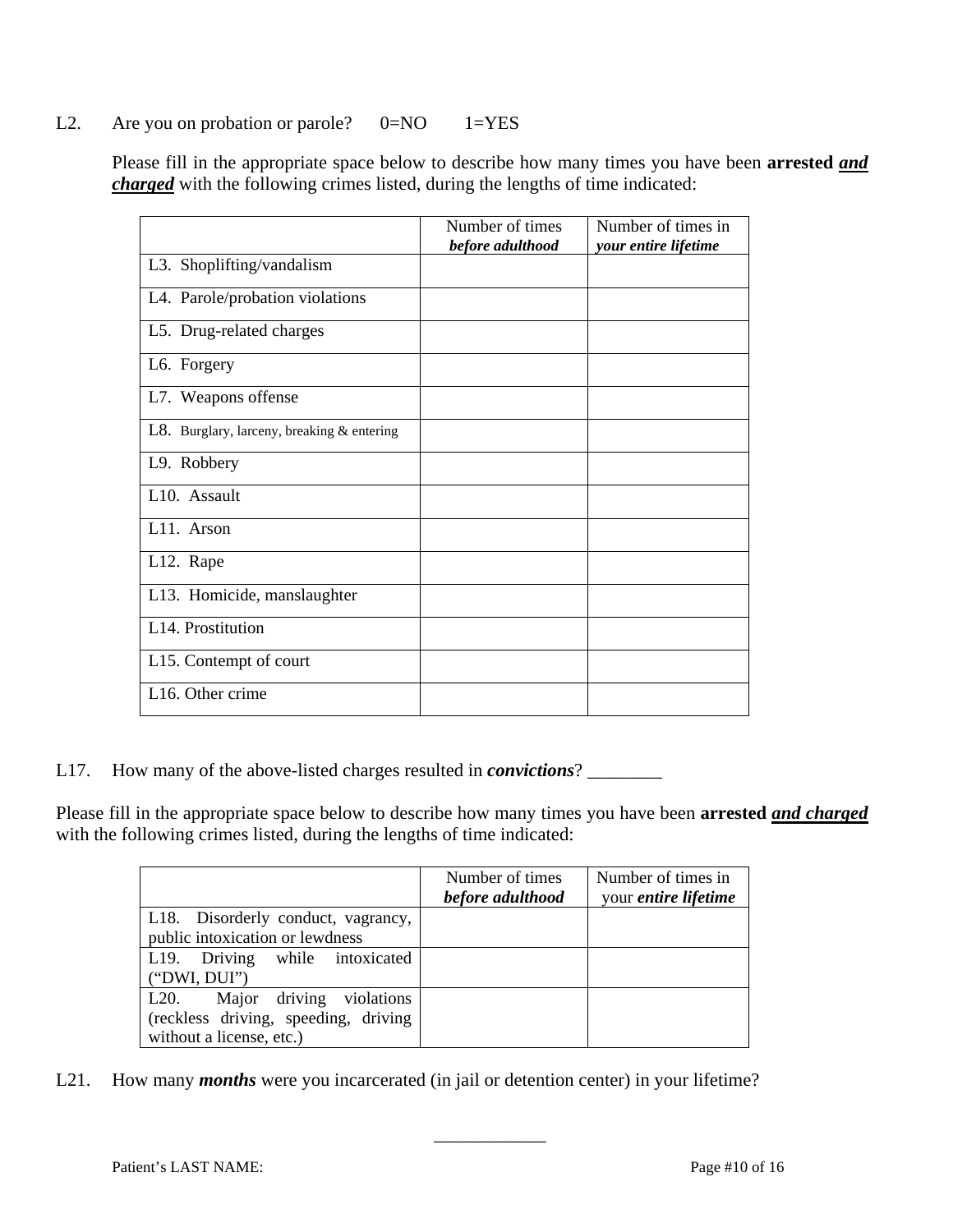L2. Are you on probation or parole? 0=NO 1=YES

Please fill in the appropriate space below to describe how many times you have been **arrested** ***and charged*** with the following crimes listed, during the lengths of time indicated:

| | Number of times ***before adulthood*** | Number of times in ***your entire lifetime*** |
|---|---|---|
| L3. Shoplifting/vandalism | | |
| L4. Parole/probation violations | | |
| L5. Drug-related charges | | |
| L6. Forgery | | |
| L7. Weapons offense | | |
| L8. Burglary, larceny, breaking & entering | | |
| L9. Robbery | | |
| L10. Assault | | |
| L11. Arson | | |
| L12. Rape | | |
| L13. Homicide, manslaughter | | |
| L14. Prostitution | | |
| L15. Contempt of court | | |
| L16. Other crime | | |

L17. How many of the above-listed charges resulted in ***convictions***? ________

Please fill in the appropriate space below to describe how many times you have been **arrested** ***and charged*** with the following crimes listed, during the lengths of time indicated:

| | Number of times ***before adulthood*** | Number of times in your ***entire lifetime*** |
|---|---|---|
| L18. Disorderly conduct, vagrancy, public intoxication or lewdness | | |
| L19. Driving while intoxicated ("DWI, DUI") | | |
| L20. Major driving violations (reckless driving, speeding, driving without a license, etc.) | | |

L21. How many ***months*** were you incarcerated (in jail or detention center) in your lifetime?

____________

Patient's LAST NAME: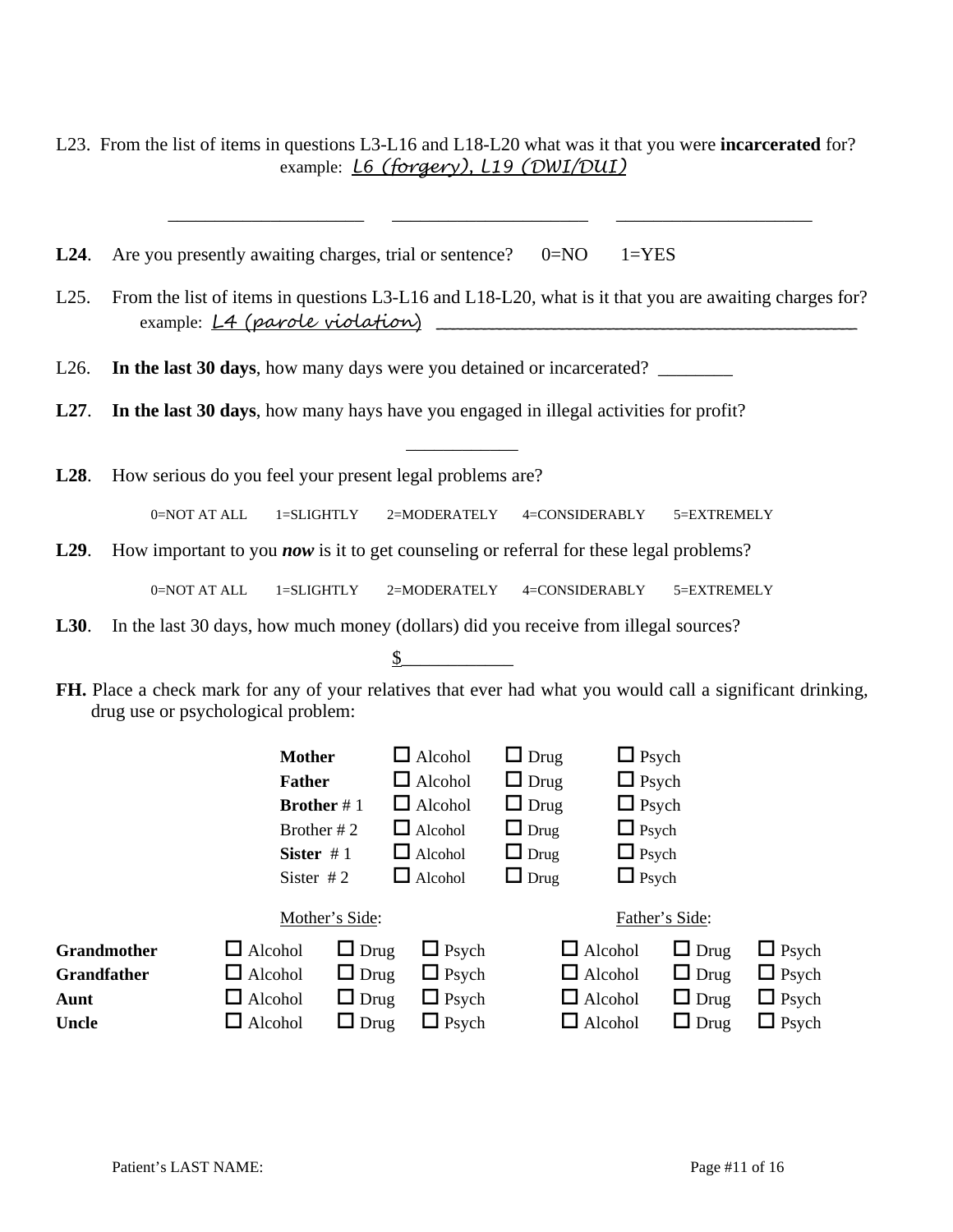L23. From the list of items in questions L3-L16 and L18-L20 what was it that you were **incarcerated** for?
example: *L6 (forgery), L19 (DWI/DUI)*

\_\_\_\_\_\_\_\_\_\_\_\_\_\_\_\_\_\_\_\_ \_\_\_\_\_\_\_\_\_\_\_\_\_\_\_\_\_\_\_\_ \_\_\_\_\_\_\_\_\_\_\_\_\_\_\_\_\_\_\_\_

**L24**. Are you presently awaiting charges, trial or sentence? 0=NO 1=YES

L25. From the list of items in questions L3-L16 and L18-L20, what is it that you are awaiting charges for?
example: *L4 (parole violation)* \_\_\_\_\_\_\_\_\_\_\_\_\_\_\_\_\_\_\_\_\_\_\_\_\_\_\_\_\_\_\_\_\_\_\_\_\_\_\_\_

L26. **In the last 30 days**, how many days were you detained or incarcerated? \_\_\_\_\_\_\_\_

**L27**. **In the last 30 days**, how many hays have you engaged in illegal activities for profit?

\_\_\_\_\_\_\_\_\_\_\_\_

**L28**. How serious do you feel your present legal problems are?

0=NOT AT ALL 1=SLIGHTLY 2=MODERATELY 4=CONSIDERABLY 5=EXTREMELY

**L29**. How important to you ***now*** is it to get counseling or referral for these legal problems?

0=NOT AT ALL 1=SLIGHTLY 2=MODERATELY 4=CONSIDERABLY 5=EXTREMELY

**L30**. In the last 30 days, how much money (dollars) did you receive from illegal sources?

$\_\_\_\_\_\_\_\_\_\_\_\_

**FH.** Place a check mark for any of your relatives that ever had what you would call a significant drinking, drug use or psychological problem:

| | | | |
|---|---|---|---|
| **Mother** | ☐ Alcohol | ☐ Drug | ☐ Psych |
| **Father** | ☐ Alcohol | ☐ Drug | ☐ Psych |
| **Brother** # 1 | ☐ Alcohol | ☐ Drug | ☐ Psych |
| Brother # 2 | ☐ Alcohol | ☐ Drug | ☐ Psych |
| **Sister** # 1 | ☐ Alcohol | ☐ Drug | ☐ Psych |
| Sister # 2 | ☐ Alcohol | ☐ Drug | ☐ Psych |

| | Mother's Side: | | | Father's Side: | | |
|---|---|---|---|---|---|---|
| **Grandmother** | ☐ Alcohol | ☐ Drug | ☐ Psych | ☐ Alcohol | ☐ Drug | ☐ Psych |
| **Grandfather** | ☐ Alcohol | ☐ Drug | ☐ Psych | ☐ Alcohol | ☐ Drug | ☐ Psych |
| **Aunt** | ☐ Alcohol | ☐ Drug | ☐ Psych | ☐ Alcohol | ☐ Drug | ☐ Psych |
| **Uncle** | ☐ Alcohol | ☐ Drug | ☐ Psych | ☐ Alcohol | ☐ Drug | ☐ Psych |

Patient's LAST NAME: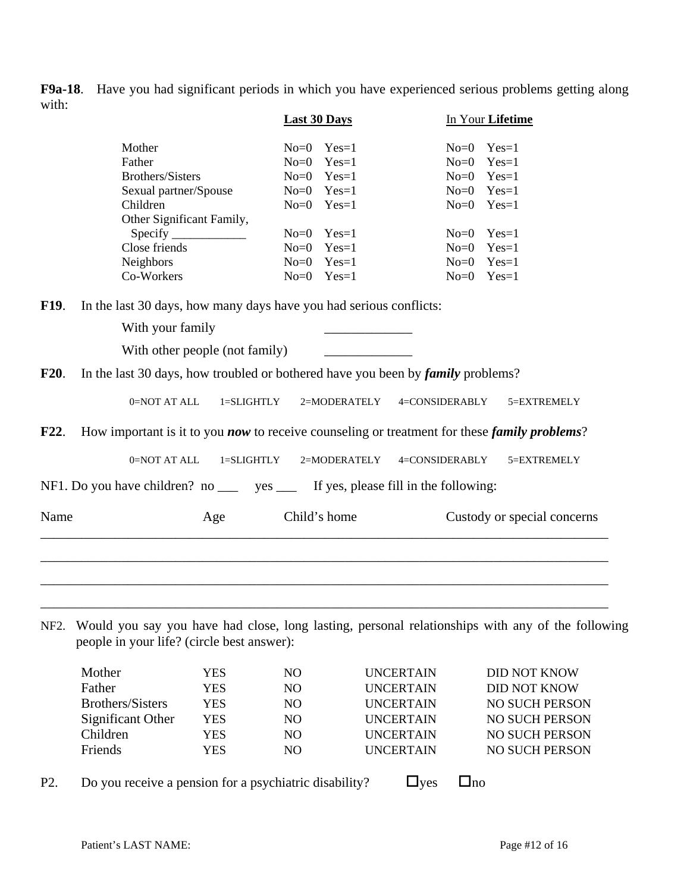**F9a-18**. Have you had significant periods in which you have experienced serious problems getting along with:

| | **Last 30 Days** | In Your **Lifetime** |
|---|---|---|
| Mother | No=0 Yes=1 | No=0 Yes=1 |
| Father | No=0 Yes=1 | No=0 Yes=1 |
| Brothers/Sisters | No=0 Yes=1 | No=0 Yes=1 |
| Sexual partner/Spouse | No=0 Yes=1 | No=0 Yes=1 |
| Children | No=0 Yes=1 | No=0 Yes=1 |
| Other Significant Family, Specify ____________ | No=0 Yes=1 | No=0 Yes=1 |
| Close friends | No=0 Yes=1 | No=0 Yes=1 |
| Neighbors | No=0 Yes=1 | No=0 Yes=1 |
| Co-Workers | No=0 Yes=1 | No=0 Yes=1 |

**F19**. In the last 30 days, how many days have you had serious conflicts:

With your family _____________

With other people (not family) _____________

**F20**. In the last 30 days, how troubled or bothered have you been by ***family*** problems?

0=NOT AT ALL 1=SLIGHTLY 2=MODERATELY 4=CONSIDERABLY 5=EXTREMELY

**F22**. How important is it to you ***now*** to receive counseling or treatment for these ***family problems***?

0=NOT AT ALL 1=SLIGHTLY 2=MODERATELY 4=CONSIDERABLY 5=EXTREMELY

NF1. Do you have children? no ___ yes ___ If yes, please fill in the following:

| Name | Age | Child's home | Custody or special concerns |
|---|---|---|---|
| | | | |
| | | | |
| | | | |
| | | | |

NF2. Would you say you have had close, long lasting, personal relationships with any of the following people in your life? (circle best answer):

| | | | | |
|---|---|---|---|---|
| Mother | YES | NO | UNCERTAIN | DID NOT KNOW |
| Father | YES | NO | UNCERTAIN | DID NOT KNOW |
| Brothers/Sisters | YES | NO | UNCERTAIN | NO SUCH PERSON |
| Significant Other | YES | NO | UNCERTAIN | NO SUCH PERSON |
| Children | YES | NO | UNCERTAIN | NO SUCH PERSON |
| Friends | YES | NO | UNCERTAIN | NO SUCH PERSON |

P2. Do you receive a pension for a psychiatric disability? ☐yes ☐no

Patient's LAST NAME: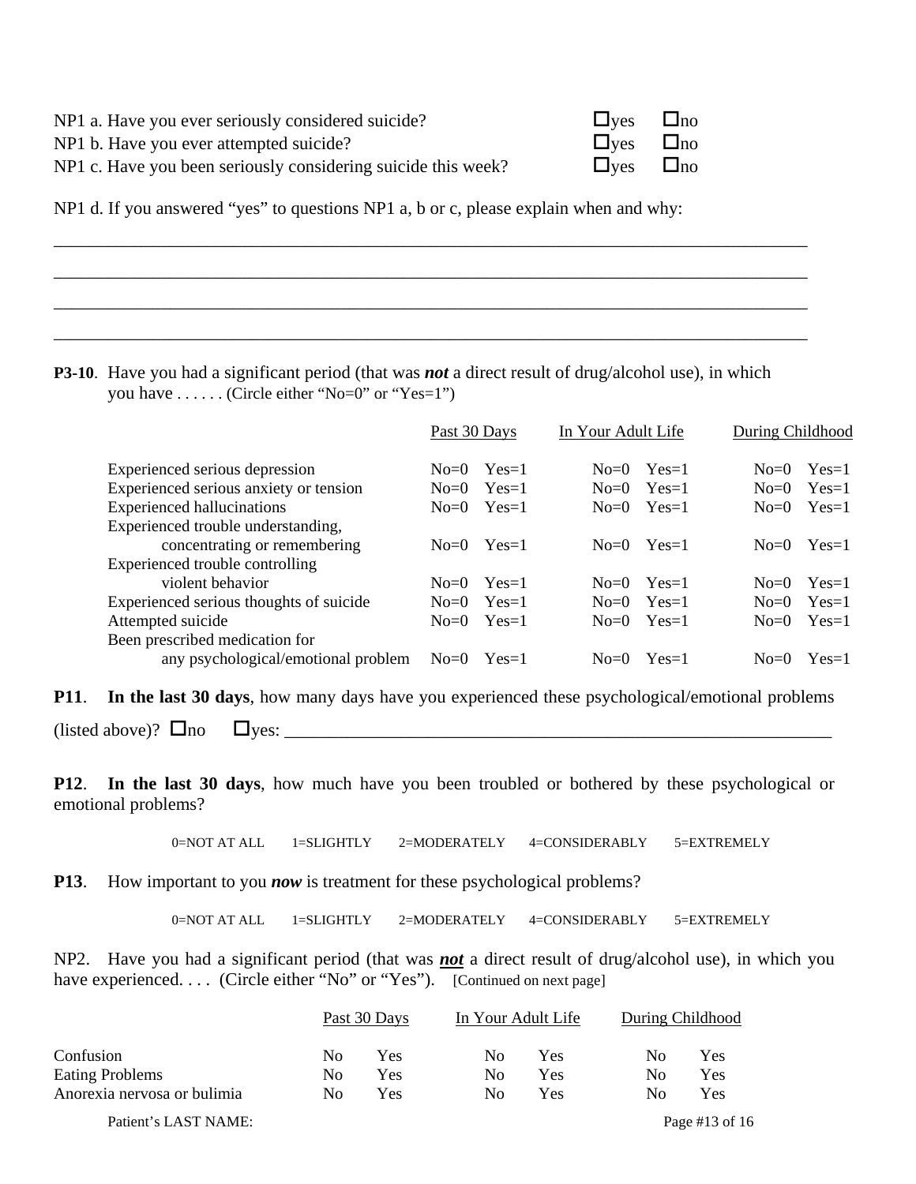NP1 a. Have you ever seriously considered suicide? ☐yes ☐no

NP1 b. Have you ever attempted suicide? ☐yes ☐no

NP1 c. Have you been seriously considering suicide this week? ☐yes ☐no

NP1 d. If you answered "yes" to questions NP1 a, b or c, please explain when and why:

\_\_\_\_\_\_\_\_\_\_\_\_\_\_\_\_\_\_\_\_\_\_\_\_\_\_\_\_\_\_\_\_\_\_\_\_\_\_\_\_\_\_\_\_\_\_\_\_\_\_\_\_\_\_\_\_\_\_\_\_\_\_\_\_\_\_\_\_\_\_\_\_\_\_\_\_\_\_

\_\_\_\_\_\_\_\_\_\_\_\_\_\_\_\_\_\_\_\_\_\_\_\_\_\_\_\_\_\_\_\_\_\_\_\_\_\_\_\_\_\_\_\_\_\_\_\_\_\_\_\_\_\_\_\_\_\_\_\_\_\_\_\_\_\_\_\_\_\_\_\_\_\_\_\_\_\_

\_\_\_\_\_\_\_\_\_\_\_\_\_\_\_\_\_\_\_\_\_\_\_\_\_\_\_\_\_\_\_\_\_\_\_\_\_\_\_\_\_\_\_\_\_\_\_\_\_\_\_\_\_\_\_\_\_\_\_\_\_\_\_\_\_\_\_\_\_\_\_\_\_\_\_\_\_\_

\_\_\_\_\_\_\_\_\_\_\_\_\_\_\_\_\_\_\_\_\_\_\_\_\_\_\_\_\_\_\_\_\_\_\_\_\_\_\_\_\_\_\_\_\_\_\_\_\_\_\_\_\_\_\_\_\_\_\_\_\_\_\_\_\_\_\_\_\_\_\_\_\_\_\_\_\_\_

**P3-10**. Have you had a significant period (that was ***not*** a direct result of drug/alcohol use), in which you have . . . . . . (Circle either "No=0" or "Yes=1")

| | Past 30 Days | In Your Adult Life | During Childhood |
|---|---|---|---|
| Experienced serious depression | No=0 Yes=1 | No=0 Yes=1 | No=0 Yes=1 |
| Experienced serious anxiety or tension | No=0 Yes=1 | No=0 Yes=1 | No=0 Yes=1 |
| Experienced hallucinations | No=0 Yes=1 | No=0 Yes=1 | No=0 Yes=1 |
| Experienced trouble understanding, concentrating or remembering | No=0 Yes=1 | No=0 Yes=1 | No=0 Yes=1 |
| Experienced trouble controlling violent behavior | No=0 Yes=1 | No=0 Yes=1 | No=0 Yes=1 |
| Experienced serious thoughts of suicide | No=0 Yes=1 | No=0 Yes=1 | No=0 Yes=1 |
| Attempted suicide | No=0 Yes=1 | No=0 Yes=1 | No=0 Yes=1 |
| Been prescribed medication for any psychological/emotional problem | No=0 Yes=1 | No=0 Yes=1 | No=0 Yes=1 |

**P11**. **In the last 30 days**, how many days have you experienced these psychological/emotional problems (listed above)? ☐no ☐yes: \_\_\_\_\_\_\_\_\_\_\_\_\_\_\_\_\_\_\_\_\_\_\_\_\_\_\_\_\_\_\_\_\_\_\_\_\_\_\_\_\_\_\_\_\_\_\_\_\_\_\_\_\_\_\_\_\_\_

**P12**. **In the last 30 days**, how much have you been troubled or bothered by these psychological or emotional problems?

0=NOT AT ALL 1=SLIGHTLY 2=MODERATELY 4=CONSIDERABLY 5=EXTREMELY

**P13**. How important to you ***now*** is treatment for these psychological problems?

0=NOT AT ALL 1=SLIGHTLY 2=MODERATELY 4=CONSIDERABLY 5=EXTREMELY

NP2. Have you had a significant period (that was ***not*** a direct result of drug/alcohol use), in which you have experienced. . . . (Circle either "No" or "Yes"). [Continued on next page]

| | Past 30 Days | In Your Adult Life | During Childhood |
|---|---|---|---|
| Confusion | No Yes | No Yes | No Yes |
| Eating Problems | No Yes | No Yes | No Yes |
| Anorexia nervosa or bulimia | No Yes | No Yes | No Yes |

Patient's LAST NAME: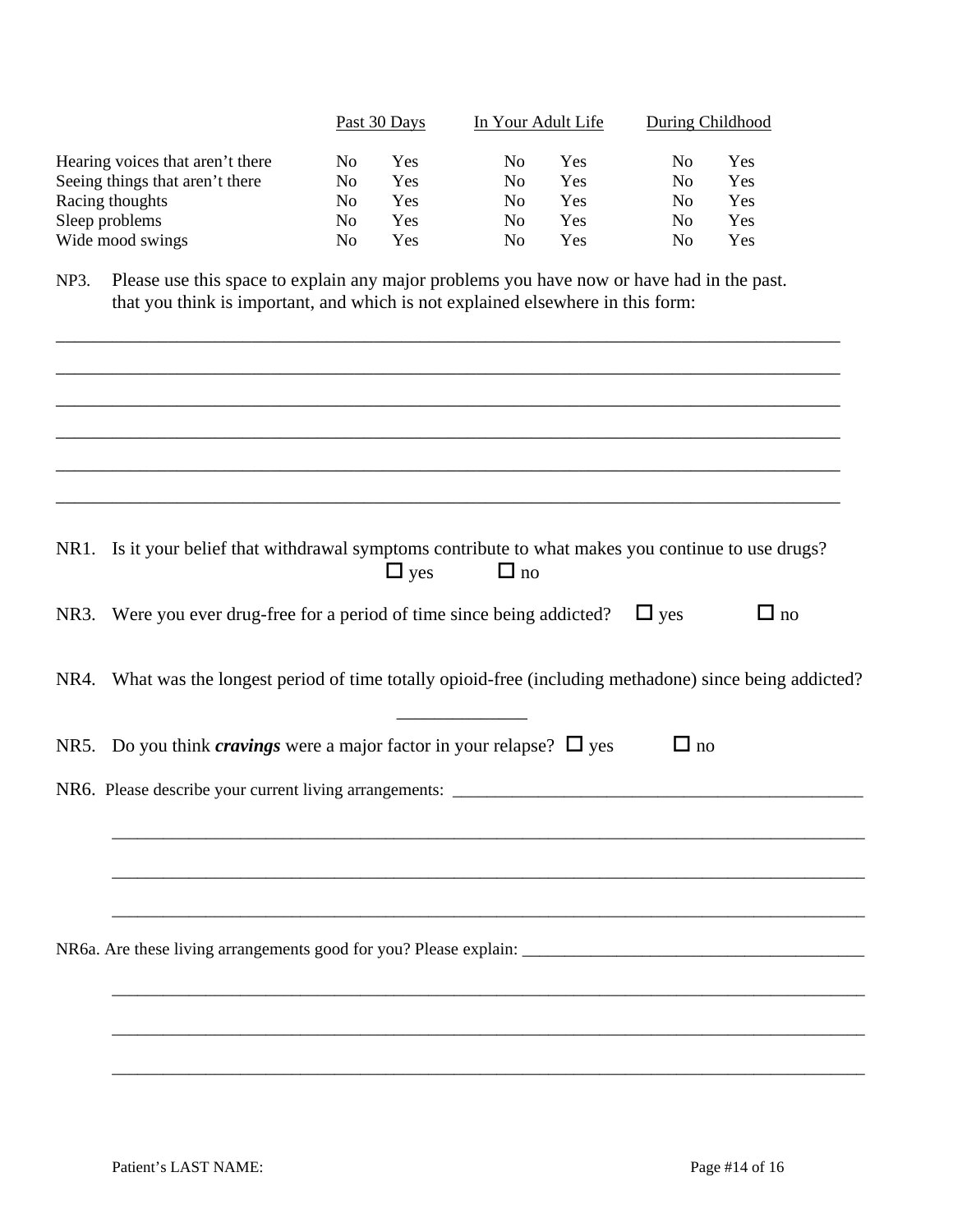| | Past 30 Days | | In Your Adult Life | | During Childhood | |
|---|---|---|---|---|---|---|
| Hearing voices that aren't there | No | Yes | No | Yes | No | Yes |
| Seeing things that aren't there | No | Yes | No | Yes | No | Yes |
| Racing thoughts | No | Yes | No | Yes | No | Yes |
| Sleep problems | No | Yes | No | Yes | No | Yes |
| Wide mood swings | No | Yes | No | Yes | No | Yes |

NP3. Please use this space to explain any major problems you have now or have had in the past. that you think is important, and which is not explained elsewhere in this form:

_______________________________________________________________________________

_______________________________________________________________________________

_______________________________________________________________________________

_______________________________________________________________________________

_______________________________________________________________________________

_______________________________________________________________________________

NR1. Is it your belief that withdrawal symptoms contribute to what makes you continue to use drugs?
☐ yes ☐ no

NR3. Were you ever drug-free for a period of time since being addicted? ☐ yes ☐ no

NR4. What was the longest period of time totally opioid-free (including methadone) since being addicted?

______________

NR5. Do you think ***cravings*** were a major factor in your relapse? ☐ yes ☐ no

NR6. Please describe your current living arrangements: _______________________________________________

_______________________________________________________________________________

_______________________________________________________________________________

_______________________________________________________________________________

NR6a. Are these living arrangements good for you? Please explain: ________________________________________

_______________________________________________________________________________

_______________________________________________________________________________

_______________________________________________________________________________

Patient's LAST NAME: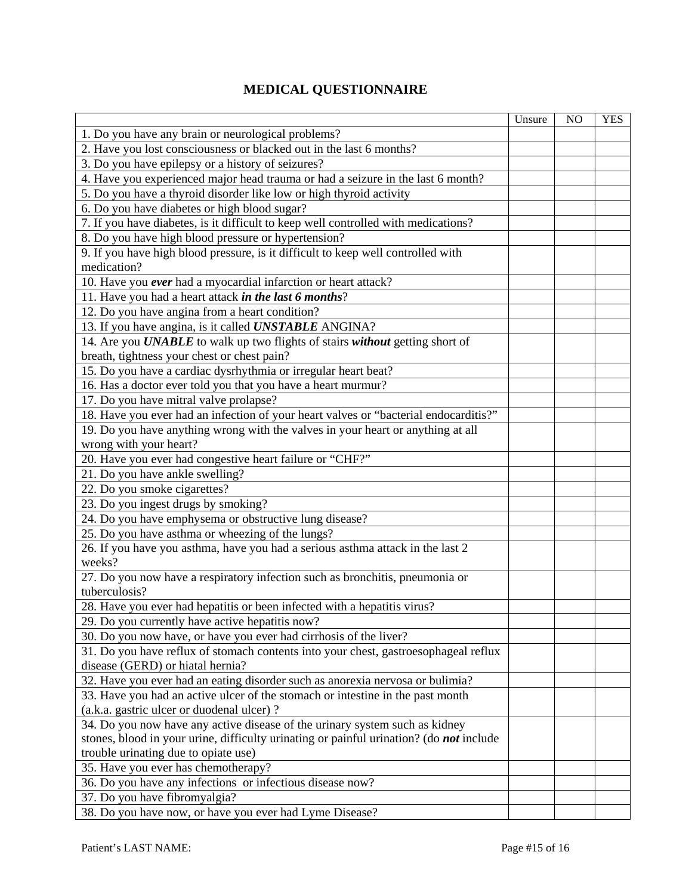# MEDICAL QUESTIONNAIRE

| | Unsure | NO | YES |
|---|---|---|---|
| 1. Do you have any brain or neurological problems? | | | |
| 2. Have you lost consciousness or blacked out in the last 6 months? | | | |
| 3. Do you have epilepsy or a history of seizures? | | | |
| 4. Have you experienced major head trauma or had a seizure in the last 6 month? | | | |
| 5. Do you have a thyroid disorder like low or high thyroid activity | | | |
| 6. Do you have diabetes or high blood sugar? | | | |
| 7. If you have diabetes, is it difficult to keep well controlled with medications? | | | |
| 8. Do you have high blood pressure or hypertension? | | | |
| 9. If you have high blood pressure, is it difficult to keep well controlled with medication? | | | |
| 10. Have you ***ever*** had a myocardial infarction or heart attack? | | | |
| 11. Have you had a heart attack ***in the last 6 months***? | | | |
| 12. Do you have angina from a heart condition? | | | |
| 13. If you have angina, is it called ***UNSTABLE*** ANGINA? | | | |
| 14. Are you ***UNABLE*** to walk up two flights of stairs ***without*** getting short of breath, tightness your chest or chest pain? | | | |
| 15. Do you have a cardiac dysrhythmia or irregular heart beat? | | | |
| 16. Has a doctor ever told you that you have a heart murmur? | | | |
| 17. Do you have mitral valve prolapse? | | | |
| 18. Have you ever had an infection of your heart valves or "bacterial endocarditis?" | | | |
| 19. Do you have anything wrong with the valves in your heart or anything at all wrong with your heart? | | | |
| 20. Have you ever had congestive heart failure or "CHF?" | | | |
| 21. Do you have ankle swelling? | | | |
| 22. Do you smoke cigarettes? | | | |
| 23. Do you ingest drugs by smoking? | | | |
| 24. Do you have emphysema or obstructive lung disease? | | | |
| 25. Do you have asthma or wheezing of the lungs? | | | |
| 26. If you have you asthma, have you had a serious asthma attack in the last 2 weeks? | | | |
| 27. Do you now have a respiratory infection such as bronchitis, pneumonia or tuberculosis? | | | |
| 28. Have you ever had hepatitis or been infected with a hepatitis virus? | | | |
| 29. Do you currently have active hepatitis now? | | | |
| 30. Do you now have, or have you ever had cirrhosis of the liver? | | | |
| 31. Do you have reflux of stomach contents into your chest, gastroesophageal reflux disease (GERD) or hiatal hernia? | | | |
| 32. Have you ever had an eating disorder such as anorexia nervosa or bulimia? | | | |
| 33. Have you had an active ulcer of the stomach or intestine in the past month (a.k.a. gastric ulcer or duodenal ulcer) ? | | | |
| 34. Do you now have any active disease of the urinary system such as kidney stones, blood in your urine, difficulty urinating or painful urination? (do ***not*** include trouble urinating due to opiate use) | | | |
| 35. Have you ever has chemotherapy? | | | |
| 36. Do you have any infections or infectious disease now? | | | |
| 37. Do you have fibromyalgia? | | | |
| 38. Do you have now, or have you ever had Lyme Disease? | | | |

Patient's LAST NAME: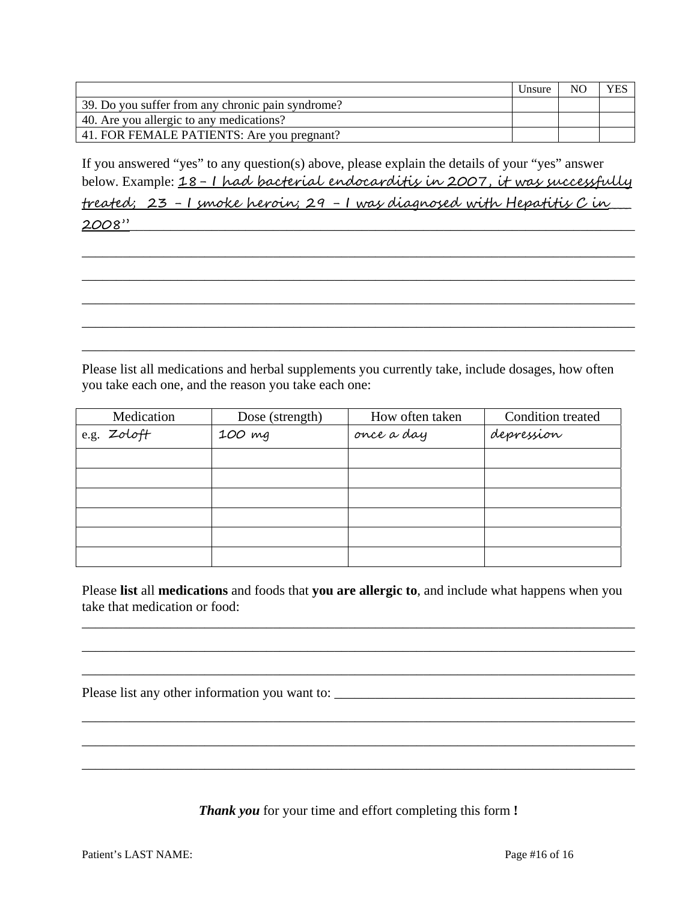| | Unsure | NO | YES |
|---|---|---|---|
| 39. Do you suffer from any chronic pain syndrome? | | | |
| 40. Are you allergic to any medications? | | | |
| 41. FOR FEMALE PATIENTS: Are you pregnant? | | | |

If you answered "yes" to any question(s) above, please explain the details of your "yes" answer below. Example: 18 – I had bacterial endocarditis in 2007, it was successfully treated; 23 – I smoke heroin; 29 – I was diagnosed with Hepatitis C in 2008"\_\_\_\_\_\_\_\_\_\_\_\_\_\_\_\_\_\_\_\_\_\_\_\_\_\_\_\_\_\_\_\_\_\_\_\_\_\_\_\_\_\_\_\_\_\_\_\_\_\_

\_\_\_\_\_\_\_\_\_\_\_\_\_\_\_\_\_\_\_\_\_\_\_\_\_\_\_\_\_\_\_\_\_\_\_\_\_\_\_\_\_\_\_\_\_\_\_\_\_\_\_\_\_\_\_\_\_\_\_\_\_\_\_\_\_\_\_\_\_\_\_\_\_\_\_\_

\_\_\_\_\_\_\_\_\_\_\_\_\_\_\_\_\_\_\_\_\_\_\_\_\_\_\_\_\_\_\_\_\_\_\_\_\_\_\_\_\_\_\_\_\_\_\_\_\_\_\_\_\_\_\_\_\_\_\_\_\_\_\_\_\_\_\_\_\_\_\_\_\_\_\_\_

\_\_\_\_\_\_\_\_\_\_\_\_\_\_\_\_\_\_\_\_\_\_\_\_\_\_\_\_\_\_\_\_\_\_\_\_\_\_\_\_\_\_\_\_\_\_\_\_\_\_\_\_\_\_\_\_\_\_\_\_\_\_\_\_\_\_\_\_\_\_\_\_\_\_\_\_

\_\_\_\_\_\_\_\_\_\_\_\_\_\_\_\_\_\_\_\_\_\_\_\_\_\_\_\_\_\_\_\_\_\_\_\_\_\_\_\_\_\_\_\_\_\_\_\_\_\_\_\_\_\_\_\_\_\_\_\_\_\_\_\_\_\_\_\_\_\_\_\_\_\_\_\_

\_\_\_\_\_\_\_\_\_\_\_\_\_\_\_\_\_\_\_\_\_\_\_\_\_\_\_\_\_\_\_\_\_\_\_\_\_\_\_\_\_\_\_\_\_\_\_\_\_\_\_\_\_\_\_\_\_\_\_\_\_\_\_\_\_\_\_\_\_\_\_\_\_\_\_\_

Please list all medications and herbal supplements you currently take, include dosages, how often you take each one, and the reason you take each one:

| Medication | Dose (strength) | How often taken | Condition treated |
|---|---|---|---|
| e.g. Zoloft | 100 mg | once a day | depression |
| | | | |
| | | | |
| | | | |
| | | | |
| | | | |
| | | | |

Please **list** all **medications** and foods that **you are allergic to**, and include what happens when you take that medication or food:

\_\_\_\_\_\_\_\_\_\_\_\_\_\_\_\_\_\_\_\_\_\_\_\_\_\_\_\_\_\_\_\_\_\_\_\_\_\_\_\_\_\_\_\_\_\_\_\_\_\_\_\_\_\_\_\_\_\_\_\_\_\_\_\_\_\_\_\_\_\_\_\_\_\_\_\_

\_\_\_\_\_\_\_\_\_\_\_\_\_\_\_\_\_\_\_\_\_\_\_\_\_\_\_\_\_\_\_\_\_\_\_\_\_\_\_\_\_\_\_\_\_\_\_\_\_\_\_\_\_\_\_\_\_\_\_\_\_\_\_\_\_\_\_\_\_\_\_\_\_\_\_\_

\_\_\_\_\_\_\_\_\_\_\_\_\_\_\_\_\_\_\_\_\_\_\_\_\_\_\_\_\_\_\_\_\_\_\_\_\_\_\_\_\_\_\_\_\_\_\_\_\_\_\_\_\_\_\_\_\_\_\_\_\_\_\_\_\_\_\_\_\_\_\_\_\_\_\_\_

Please list any other information you want to: \_\_\_\_\_\_\_\_\_\_\_\_\_\_\_\_\_\_\_\_\_\_\_\_\_\_\_\_\_\_\_\_\_\_\_\_\_\_\_\_\_\_\_\_

\_\_\_\_\_\_\_\_\_\_\_\_\_\_\_\_\_\_\_\_\_\_\_\_\_\_\_\_\_\_\_\_\_\_\_\_\_\_\_\_\_\_\_\_\_\_\_\_\_\_\_\_\_\_\_\_\_\_\_\_\_\_\_\_\_\_\_\_\_\_\_\_\_\_\_\_

\_\_\_\_\_\_\_\_\_\_\_\_\_\_\_\_\_\_\_\_\_\_\_\_\_\_\_\_\_\_\_\_\_\_\_\_\_\_\_\_\_\_\_\_\_\_\_\_\_\_\_\_\_\_\_\_\_\_\_\_\_\_\_\_\_\_\_\_\_\_\_\_\_\_\_\_

\_\_\_\_\_\_\_\_\_\_\_\_\_\_\_\_\_\_\_\_\_\_\_\_\_\_\_\_\_\_\_\_\_\_\_\_\_\_\_\_\_\_\_\_\_\_\_\_\_\_\_\_\_\_\_\_\_\_\_\_\_\_\_\_\_\_\_\_\_\_\_\_\_\_\_\_

***Thank you*** for your time and effort completing this form **!**

Patient's LAST NAME: